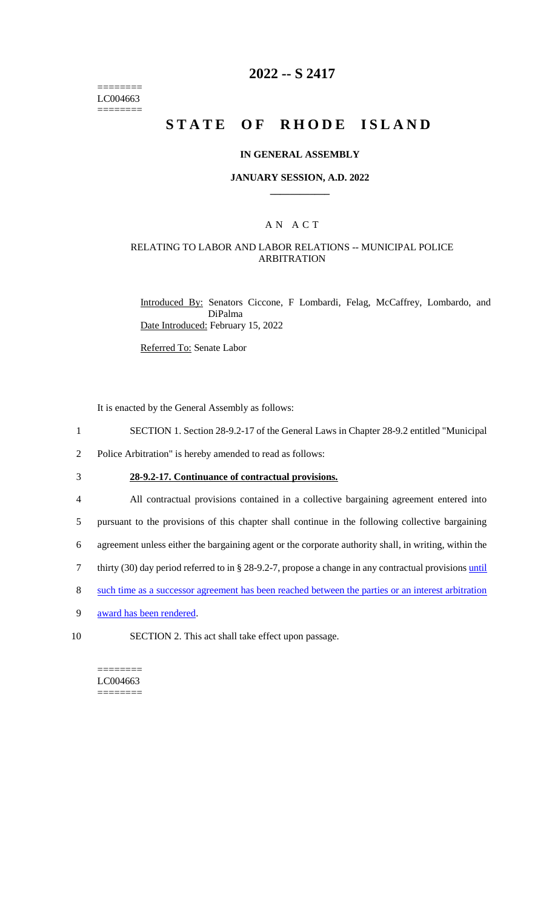========
LC004663
========

# 2022 -- S 2417

# STATE OF RHODE ISLAND

### IN GENERAL ASSEMBLY

### JANUARY SESSION, A.D. 2022

## A N A C T

### RELATING TO LABOR AND LABOR RELATIONS -- MUNICIPAL POLICE ARBITRATION

Introduced By: Senators Ciccone, F Lombardi, Felag, McCaffrey, Lombardo, and DiPalma

Date Introduced: February 15, 2022

Referred To: Senate Labor

It is enacted by the General Assembly as follows:

1 SECTION 1. Section 28-9.2-17 of the General Laws in Chapter 28-9.2 entitled "Municipal
2 Police Arbitration" is hereby amended to read as follows:

3 **28-9.2-17. Continuance of contractual provisions.**

4 All contractual provisions contained in a collective bargaining agreement entered into
5 pursuant to the provisions of this chapter shall continue in the following collective bargaining
6 agreement unless either the bargaining agent or the corporate authority shall, in writing, within the
7 thirty (30) day period referred to in § 28-9.2-7, propose a change in any contractual provisions until
8 such time as a successor agreement has been reached between the parties or an interest arbitration
9 award has been rendered.

10 SECTION 2. This act shall take effect upon passage.

========
LC004663
========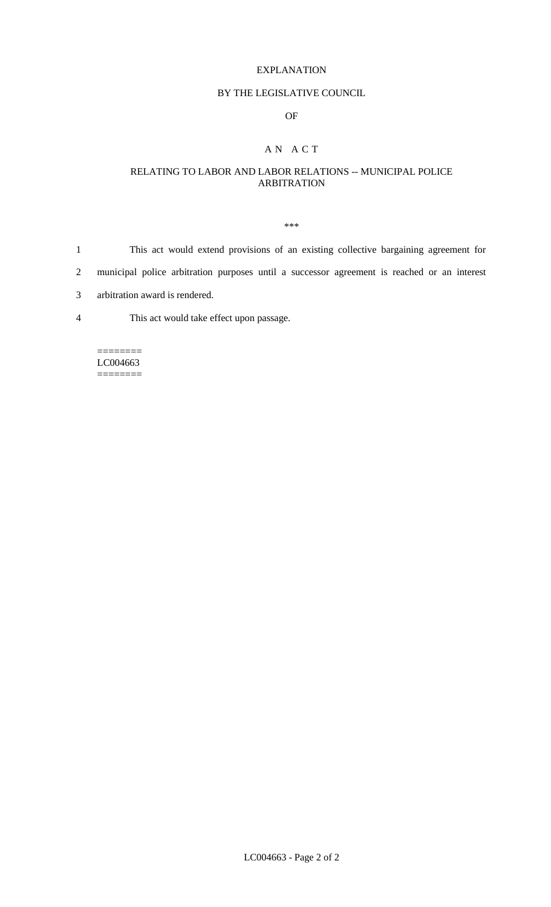EXPLANATION

BY THE LEGISLATIVE COUNCIL

OF

A N A C T

RELATING TO LABOR AND LABOR RELATIONS -- MUNICIPAL POLICE ARBITRATION

***

1 This act would extend provisions of an existing collective bargaining agreement for
2 municipal police arbitration purposes until a successor agreement is reached or an interest
3 arbitration award is rendered.
4 This act would take effect upon passage.

========
LC004663
========